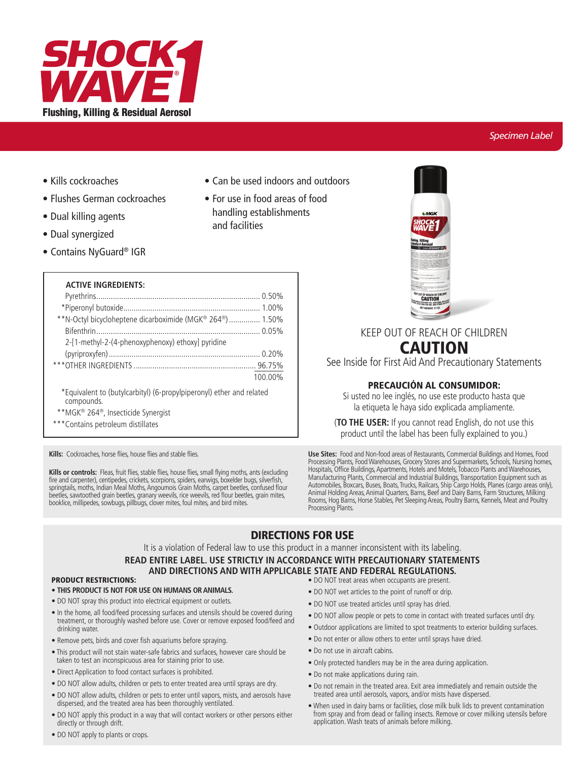# SHOCKWAVE 1®

**Flushing, Killing & Residual Aerosol**

*Specimen Label*

- Kills cockroaches
- Flushes German cockroaches
- Dual killing agents
- Dual synergized
- Contains NyGuard® IGR
- Can be used indoors and outdoors
- For use in food areas of food handling establishments and facilities

**ACTIVE INGREDIENTS:**

| Ingredient | % |
|---|---|
| Pyrethrins | 0.50% |
| *Piperonyl butoxide | 1.00% |
| **N-Octyl bicycloheptene dicarboximide (MGK® 264®) | 1.50% |
| Bifenthrin | 0.05% |
| 2-[1-methyl-2-(4-phenoxyphenoxy) ethoxy] pyridine (pyriproxyfen) | 0.20% |
| ***OTHER INGREDIENTS | 96.75% |
| | 100.00% |

*Equivalent to (butylcarbityl) (6-propylpiperonyl) ether and related compounds.

**MGK® 264®, Insecticide Synergist

***Contains petroleum distillates

KEEP OUT OF REACH OF CHILDREN

## CAUTION

See Inside for First Aid And Precautionary Statements

**PRECAUCIÓN AL CONSUMIDOR:**

Si usted no lee inglés, no use este producto hasta que la etiqueta le haya sido explicada ampliamente.

(**TO THE USER:** If you cannot read English, do not use this product until the label has been fully explained to you.)

**Kills:** Cockroaches, horse flies, house flies and stable flies.

**Kills or controls:** Fleas, fruit flies, stable flies, house flies, small flying moths, ants (excluding fire and carpenter), centipedes, crickets, scorpions, spiders, earwigs, boxelder bugs, silverfish, springtails, moths, Indian Meal Moths, Angoumois Grain Moths, carpet beetles, confused flour beetles, sawtoothed grain beetles, granary weevils, rice weevils, red flour beetles, grain mites, booklice, millipedes, sowbugs, pillbugs, clover mites, foul mites, and bird mites.

**Use Sites:** Food and Non-food areas of Restaurants, Commercial Buildings and Homes, Food Processing Plants, Food Warehouses, Grocery Stores and Supermarkets, Schools, Nursing homes, Hospitals, Office Buildings, Apartments, Hotels and Motels, Tobacco Plants and Warehouses, Manufacturing Plants, Commercial and Industrial Buildings, Transportation Equipment such as Automobiles, Boxcars, Buses, Boats, Trucks, Railcars, Ship Cargo Holds, Planes (cargo areas only), Animal Holding Areas, Animal Quarters, Barns, Beef and Dairy Barns, Farm Structures, Milking Rooms, Hog Barns, Horse Stables, Pet Sleeping Areas, Poultry Barns, Kennels, Meat and Poultry Processing Plants.

## DIRECTIONS FOR USE

It is a violation of Federal law to use this product in a manner inconsistent with its labeling.

**READ ENTIRE LABEL. USE STRICTLY IN ACCORDANCE WITH PRECAUTIONARY STATEMENTS AND DIRECTIONS AND WITH APPLICABLE STATE AND FEDERAL REGULATIONS.**

**PRODUCT RESTRICTIONS:**

- **THIS PRODUCT IS NOT FOR USE ON HUMANS OR ANIMALS.**
- DO NOT spray this product into electrical equipment or outlets.
- In the home, all food/feed processing surfaces and utensils should be covered during treatment, or thoroughly washed before use. Cover or remove exposed food/feed and drinking water.
- Remove pets, birds and cover fish aquariums before spraying.
- This product will not stain water-safe fabrics and surfaces, however care should be taken to test an inconspicuous area for staining prior to use.
- Direct Application to food contact surfaces is prohibited.
- DO NOT allow adults, children or pets to enter treated area until sprays are dry.
- DO NOT allow adults, children or pets to enter until vapors, mists, and aerosols have dispersed, and the treated area has been thoroughly ventilated.
- DO NOT apply this product in a way that will contact workers or other persons either directly or through drift.
- DO NOT apply to plants or crops.
- DO NOT treat areas when occupants are present.
- DO NOT wet articles to the point of runoff or drip.
- DO NOT use treated articles until spray has dried.
- DO NOT allow people or pets to come in contact with treated surfaces until dry.
- Outdoor applications are limited to spot treatments to exterior building surfaces.
- Do not enter or allow others to enter until sprays have dried.
- Do not use in aircraft cabins.
- Only protected handlers may be in the area during application.
- Do not make applications during rain.
- Do not remain in the treated area. Exit area immediately and remain outside the treated area until aerosols, vapors, and/or mists have dispersed.
- When used in dairy barns or facilities, close milk bulk lids to prevent contamination from spray and from dead or falling insects. Remove or cover milking utensils before application. Wash teats of animals before milking.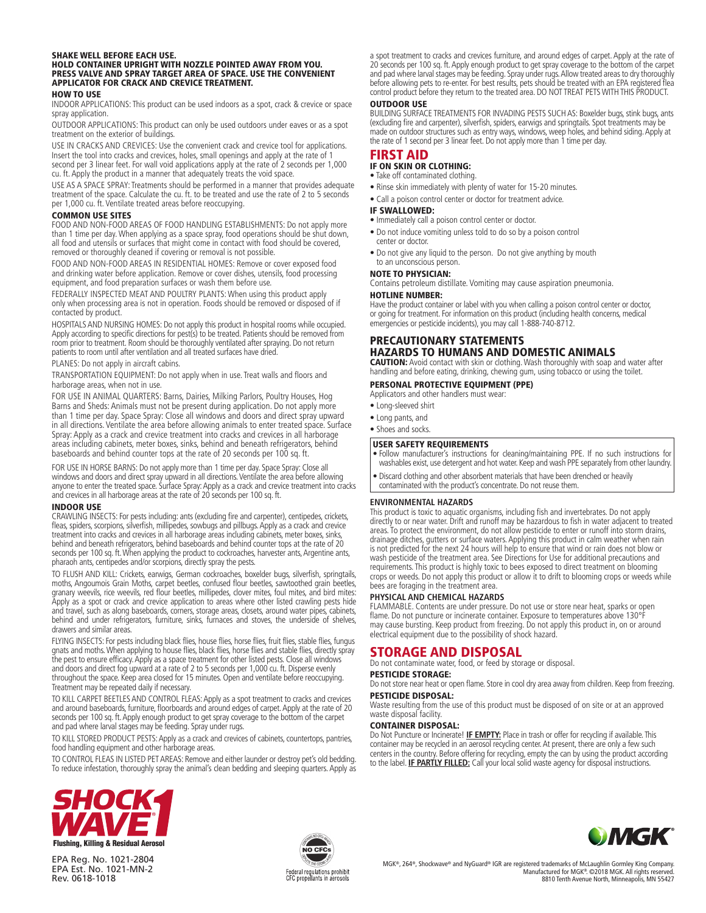**SHAKE WELL BEFORE EACH USE.**

**HOLD CONTAINER UPRIGHT WITH NOZZLE POINTED AWAY FROM YOU. PRESS VALVE AND SPRAY TARGET AREA OF SPACE. USE THE CONVENIENT APPLICATOR FOR CRACK AND CREVICE TREATMENT.**

### HOW TO USE

INDOOR APPLICATIONS: This product can be used indoors as a spot, crack & crevice or space spray application.

OUTDOOR APPLICATIONS: This product can only be used outdoors under eaves or as a spot treatment on the exterior of buildings.

USE IN CRACKS AND CREVICES: Use the convenient crack and crevice tool for applications. Insert the tool into cracks and crevices, holes, small openings and apply at the rate of 1 second per 3 linear feet. For wall void applications apply at the rate of 2 seconds per 1,000 cu. ft. Apply the product in a manner that adequately treats the void space.

USE AS A SPACE SPRAY: Treatments should be performed in a manner that provides adequate treatment of the space. Calculate the cu. ft. to be treated and use the rate of 2 to 5 seconds per 1,000 cu. ft. Ventilate treated areas before reoccupying.

### COMMON USE SITES

FOOD AND NON-FOOD AREAS OF FOOD HANDLING ESTABLISHMENTS: Do not apply more than 1 time per day. When applying as a space spray, food operations should be shut down, all food and utensils or surfaces that might come in contact with food should be covered, removed or thoroughly cleaned if covering or removal is not possible.

FOOD AND NON-FOOD AREAS IN RESIDENTIAL HOMES: Remove or cover exposed food and drinking water before application. Remove or cover dishes, utensils, food processing equipment, and food preparation surfaces or wash them before use.

FEDERALLY INSPECTED MEAT AND POULTRY PLANTS: When using this product apply only when processing area is not in operation. Foods should be removed or disposed of if contacted by product.

HOSPITALS AND NURSING HOMES: Do not apply this product in hospital rooms while occupied. Apply according to specific directions for pest(s) to be treated. Patients should be removed from room prior to treatment. Room should be thoroughly ventilated after spraying. Do not return patients to room until after ventilation and all treated surfaces have dried.

PLANES: Do not apply in aircraft cabins.

TRANSPORTATION EQUIPMENT: Do not apply when in use. Treat walls and floors and harborage areas, when not in use.

FOR USE IN ANIMAL QUARTERS: Barns, Dairies, Milking Parlors, Poultry Houses, Hog Barns and Sheds: Animals must not be present during application. Do not apply more than 1 time per day. Space Spray: Close all windows and doors and direct spray upward in all directions. Ventilate the area before allowing animals to enter treated space. Surface Spray: Apply as a crack and crevice treatment into cracks and crevices in all harborage areas including cabinets, meter boxes, sinks, behind and beneath refrigerators, behind baseboards and behind counter tops at the rate of 20 seconds per 100 sq. ft.

FOR USE IN HORSE BARNS: Do not apply more than 1 time per day. Space Spray: Close all windows and doors and direct spray upward in all directions. Ventilate the area before allowing anyone to enter the treated space. Surface Spray: Apply as a crack and crevice treatment into cracks and crevices in all harborage areas at the rate of 20 seconds per 100 sq. ft.

### INDOOR USE

CRAWLING INSECTS: For pests including: ants (excluding fire and carpenter), centipedes, crickets, fleas, spiders, scorpions, silverfish, millipedes, sowbugs and pillbugs. Apply as a crack and crevice treatment into cracks and crevices in all harborage areas including cabinets, meter boxes, sinks, behind and beneath refrigerators, behind baseboards and behind counter tops at the rate of 20 seconds per 100 sq. ft. When applying the product to cockroaches, harvester ants, Argentine ants, pharaoh ants, centipedes and/or scorpions, directly spray the pests.

TO FLUSH AND KILL: Crickets, earwigs, German cockroaches, boxelder bugs, silverfish, springtails, moths, Angoumois Grain Moths, carpet beetles, confused flour beetles, sawtoothed grain beetles, granary weevils, rice weevils, red flour beetles, millipedes, clover mites, foul mites, and bird mites: Apply as a spot or crack and crevice application to areas where other listed crawling pests hide and travel, such as along baseboards, corners, storage areas, closets, around water pipes, cabinets, behind and under refrigerators, furniture, sinks, furnaces and stoves, the underside of shelves, drawers and similar areas.

FLYING INSECTS: For pests including black flies, house flies, horse flies, fruit flies, stable flies, fungus gnats and moths. When applying to house flies, black flies, horse flies and stable flies, directly spray the pest to ensure efficacy. Apply as a space treatment for other listed pests. Close all windows and doors and direct fog upward at a rate of 2 to 5 seconds per 1,000 cu. ft. Disperse evenly throughout the space. Keep area closed for 15 minutes. Open and ventilate before reoccupying. Treatment may be repeated daily if necessary.

TO KILL CARPET BEETLES AND CONTROL FLEAS: Apply as a spot treatment to cracks and crevices and around baseboards, furniture, floorboards and around edges of carpet. Apply at the rate of 20 seconds per 100 sq. ft. Apply enough product to get spray coverage to the bottom of the carpet and pad where larval stages may be feeding. Spray under rugs.

TO KILL STORED PRODUCT PESTS: Apply as a crack and crevices of cabinets, countertops, pantries, food handling equipment and other harborage areas.

TO CONTROL FLEAS IN LISTED PET AREAS: Remove and either launder or destroy pet's old bedding. To reduce infestation, thoroughly spray the animal's clean bedding and sleeping quarters. Apply as a spot treatment to cracks and crevices furniture, and around edges of carpet. Apply at the rate of 20 seconds per 100 sq. ft. Apply enough product to get spray coverage to the bottom of the carpet and pad where larval stages may be feeding. Spray under rugs. Allow treated areas to dry thoroughly before allowing pets to re-enter. For best results, pets should be treated with an EPA registered flea control product before they return to the treated area. DO NOT TREAT PETS WITH THIS PRODUCT.

### OUTDOOR USE

BUILDING SURFACE TREATMENTS FOR INVADING PESTS SUCH AS: Boxelder bugs, stink bugs, ants (excluding fire and carpenter), silverfish, spiders, earwigs and springtails. Spot treatments may be made on outdoor structures such as entry ways, windows, weep holes, and behind siding. Apply at the rate of 1 second per 3 linear feet. Do not apply more than 1 time per day.

## FIRST AID

### IF ON SKIN OR CLOTHING:

- Take off contaminated clothing.
- Rinse skin immediately with plenty of water for 15-20 minutes.
- Call a poison control center or doctor for treatment advice.

### IF SWALLOWED:

- Immediately call a poison control center or doctor.
- Do not induce vomiting unless told to do so by a poison control center or doctor.
- Do not give any liquid to the person. Do not give anything by mouth to an unconscious person.

### NOTE TO PHYSICIAN:

Contains petroleum distillate. Vomiting may cause aspiration pneumonia.

### HOTLINE NUMBER:

Have the product container or label with you when calling a poison control center or doctor, or going for treatment. For information on this product (including health concerns, medical emergencies or pesticide incidents), you may call 1-888-740-8712.

## PRECAUTIONARY STATEMENTS

## HAZARDS TO HUMANS AND DOMESTIC ANIMALS

**CAUTION:** Avoid contact with skin or clothing. Wash thoroughly with soap and water after handling and before eating, drinking, chewing gum, using tobacco or using the toilet.

### PERSONAL PROTECTIVE EQUIPMENT (PPE)

Applicators and other handlers must wear:

- Long-sleeved shirt
- Long pants, and
- Shoes and socks.

### USER SAFETY REQUIREMENTS

- Follow manufacturer's instructions for cleaning/maintaining PPE. If no such instructions for washables exist, use detergent and hot water. Keep and wash PPE separately from other laundry.
- Discard clothing and other absorbent materials that have been drenched or heavily contaminated with the product's concentrate. Do not reuse them.

### ENVIRONMENTAL HAZARDS

This product is toxic to aquatic organisms, including fish and invertebrates. Do not apply directly to or near water. Drift and runoff may be hazardous to fish in water adjacent to treated areas. To protect the environment, do not allow pesticide to enter or runoff into storm drains, drainage ditches, gutters or surface waters. Applying this product in calm weather when rain is not predicted for the next 24 hours will help to ensure that wind or rain does not blow or wash pesticide of the treatment area. See Directions for Use for additional precautions and requirements. This product is highly toxic to bees exposed to direct treatment on blooming crops or weeds. Do not apply this product or allow it to drift to blooming crops or weeds while bees are foraging in the treatment area.

### PHYSICAL AND CHEMICAL HAZARDS

FLAMMABLE. Contents are under pressure. Do not use or store near heat, sparks or open flame. Do not puncture or incinerate container. Exposure to temperatures above 130°F may cause bursting. Keep product from freezing. Do not apply this product in, on or around electrical equipment due to the possibility of shock hazard.

## STORAGE AND DISPOSAL

Do not contaminate water, food, or feed by storage or disposal.

### PESTICIDE STORAGE:

Do not store near heat or open flame. Store in cool dry area away from children. Keep from freezing.

### PESTICIDE DISPOSAL:

Waste resulting from the use of this product must be disposed of on site or at an approved waste disposal facility.

### CONTAINER DISPOSAL:

Do Not Puncture or Incinerate! **IF EMPTY:** Place in trash or offer for recycling if available. This container may be recycled in an aerosol recycling center. At present, there are only a few such centers in the country. Before offering for recycling, empty the can by using the product according to the label. **IF PARTLY FILLED:** Call your local solid waste agency for disposal instructions.

**SHOCK WAVE 1**

**Flushing, Killing & Residual Aerosol**

EPA Reg. No. 1021-2804
EPA Est. No. 1021-MN-2
Rev. 0618-1018

NO CFCs

Federal regulations prohibit CFC propellants in aerosols

MGK

MGK®, 264®, Shockwave® and NyGuard® IGR are registered trademarks of McLaughlin Gormley King Company. Manufactured for MGK®. ©2018 MGK. All rights reserved. 8810 Tenth Avenue North, Minneapolis, MN 55427